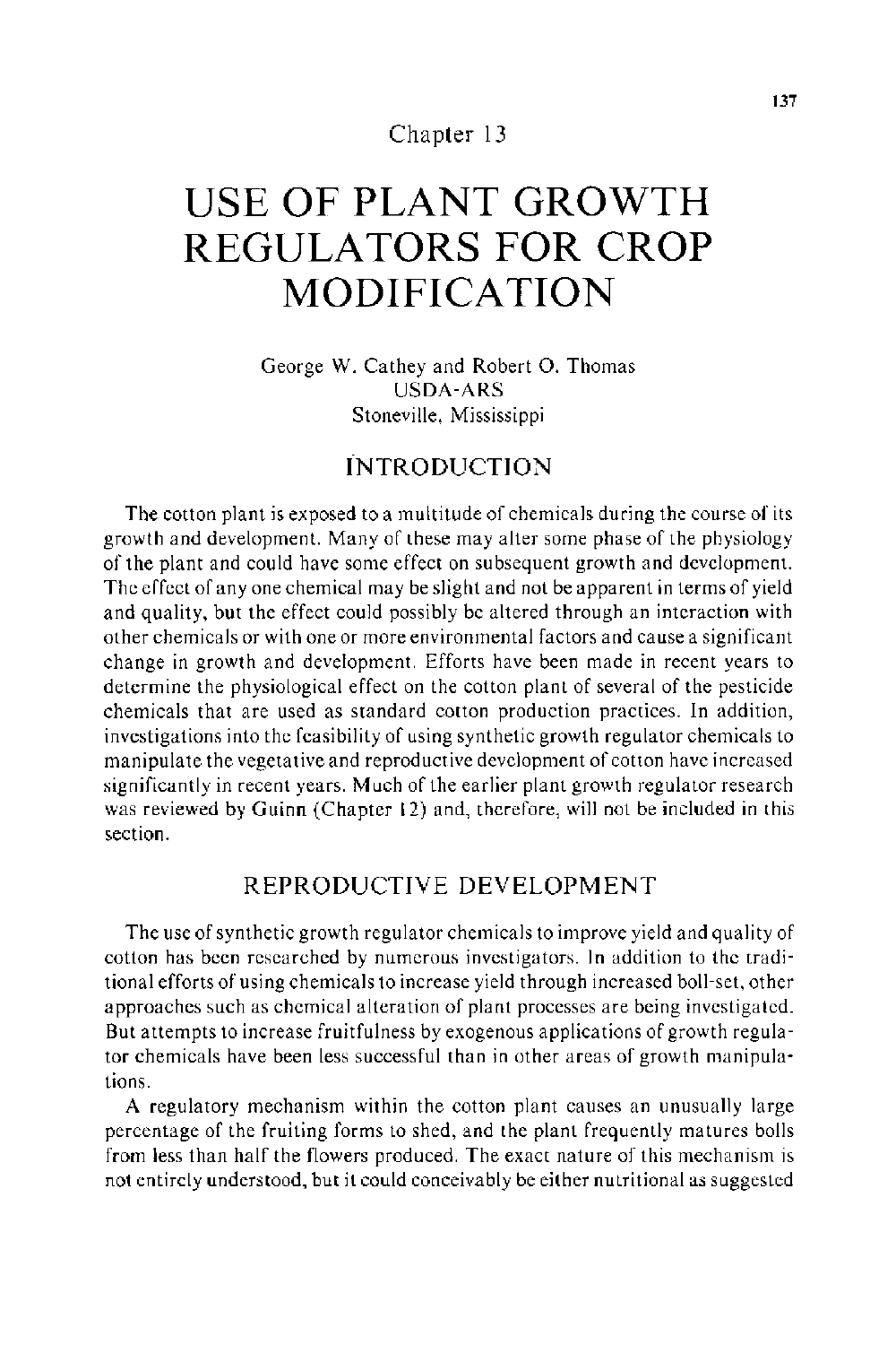Chapter 13

# USE OF PLANT GROWTH REGULATORS FOR CROP MODIFICATION

George W. Cathey and Robert O. Thomas
USDA-ARS
Stoneville, Mississippi

## INTRODUCTION

The cotton plant is exposed to a multitude of chemicals during the course of its growth and development. Many of these may alter some phase of the physiology of the plant and could have some effect on subsequent growth and development. The effect of any one chemical may be slight and not be apparent in terms of yield and quality, but the effect could possibly be altered through an interaction with other chemicals or with one or more environmental factors and cause a significant change in growth and development. Efforts have been made in recent years to determine the physiological effect on the cotton plant of several of the pesticide chemicals that are used as standard cotton production practices. In addition, investigations into the feasibility of using synthetic growth regulator chemicals to manipulate the vegetative and reproductive development of cotton have increased significantly in recent years. Much of the earlier plant growth regulator research was reviewed by Guinn (Chapter 12) and, therefore, will not be included in this section.

## REPRODUCTIVE DEVELOPMENT

The use of synthetic growth regulator chemicals to improve yield and quality of cotton has been researched by numerous investigators. In addition to the traditional efforts of using chemicals to increase yield through increased boll-set, other approaches such as chemical alteration of plant processes are being investigated. But attempts to increase fruitfulness by exogenous applications of growth regulator chemicals have been less successful than in other areas of growth manipulations.

A regulatory mechanism within the cotton plant causes an unusually large percentage of the fruiting forms to shed, and the plant frequently matures bolls from less than half the flowers produced. The exact nature of this mechanism is not entirely understood, but it could conceivably be either nutritional as suggested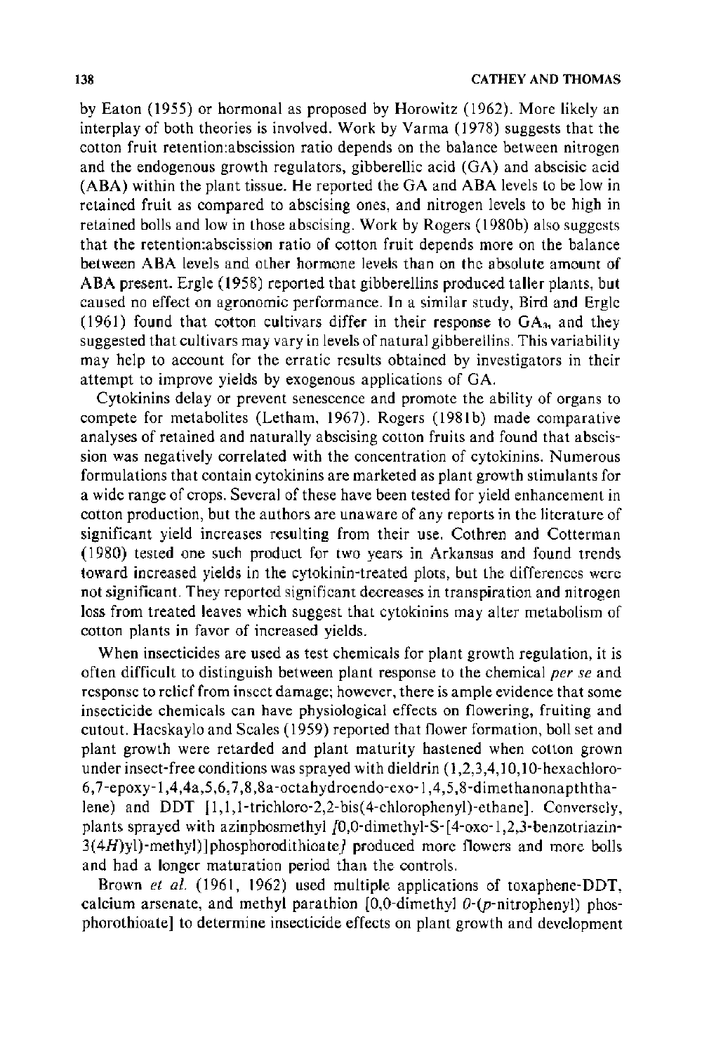by Eaton (1955) or hormonal as proposed by Horowitz (1962). More likely an interplay of both theories is involved. Work by Varma (1978) suggests that the cotton fruit retention:abscission ratio depends on the balance between nitrogen and the endogenous growth regulators, gibberellic acid (GA) and abscisic acid (ABA) within the plant tissue. He reported the GA and ABA levels to be low in retained fruit as compared to abscising ones, and nitrogen levels to be high in retained bolls and low in those abscising. Work by Rogers (1980b) also suggests that the retention:abscission ratio of cotton fruit depends more on the balance between ABA levels and other hormone levels than on the absolute amount of ABA present. Ergle (1958) reported that gibberellins produced taller plants, but caused no effect on agronomic performance. In a similar study, Bird and Ergle (1961) found that cotton cultivars differ in their response to $GA_3$, and they suggested that cultivars may vary in levels of natural gibberellins. This variability may help to account for the erratic results obtained by investigators in their attempt to improve yields by exogenous applications of GA.

Cytokinins delay or prevent senescence and promote the ability of organs to compete for metabolites (Letham, 1967). Rogers (1981b) made comparative analyses of retained and naturally abscising cotton fruits and found that abscission was negatively correlated with the concentration of cytokinins. Numerous formulations that contain cytokinins are marketed as plant growth stimulants for a wide range of crops. Several of these have been tested for yield enhancement in cotton production, but the authors are unaware of any reports in the literature of significant yield increases resulting from their use. Cothren and Cotterman (1980) tested one such product for two years in Arkansas and found trends toward increased yields in the cytokinin-treated plots, but the differences were not significant. They reported significant decreases in transpiration and nitrogen loss from treated leaves which suggest that cytokinins may alter metabolism of cotton plants in favor of increased yields.

When insecticides are used as test chemicals for plant growth regulation, it is often difficult to distinguish between plant response to the chemical *per se* and response to relief from insect damage; however, there is ample evidence that some insecticide chemicals can have physiological effects on flowering, fruiting and cutout. Hacskaylo and Scales (1959) reported that flower formation, boll set and plant growth were retarded and plant maturity hastened when cotton grown under insect-free conditions was sprayed with dieldrin (1,2,3,4,10,10-hexachloro-6,7-epoxy-1,4,4a,5,6,7,8,8a-octahydroendo-exo-1,4,5,8-dimethanonapththalene) and DDT [1,1,1-trichloro-2,2-bis(4-chlorophenyl)-ethane]. Conversely, plants sprayed with azinphosmethyl [0,0-dimethyl-S-[4-oxo-1,2,3-benzotriazin-3(4*H*)yl)-methyl)]phosphorodithioate] produced more flowers and more bolls and had a longer maturation period than the controls.

Brown *et al.* (1961, 1962) used multiple applications of toxaphene-DDT, calcium arsenate, and methyl parathion [0,0-dimethyl *0*-(*p*-nitrophenyl) phosphorothioate] to determine insecticide effects on plant growth and development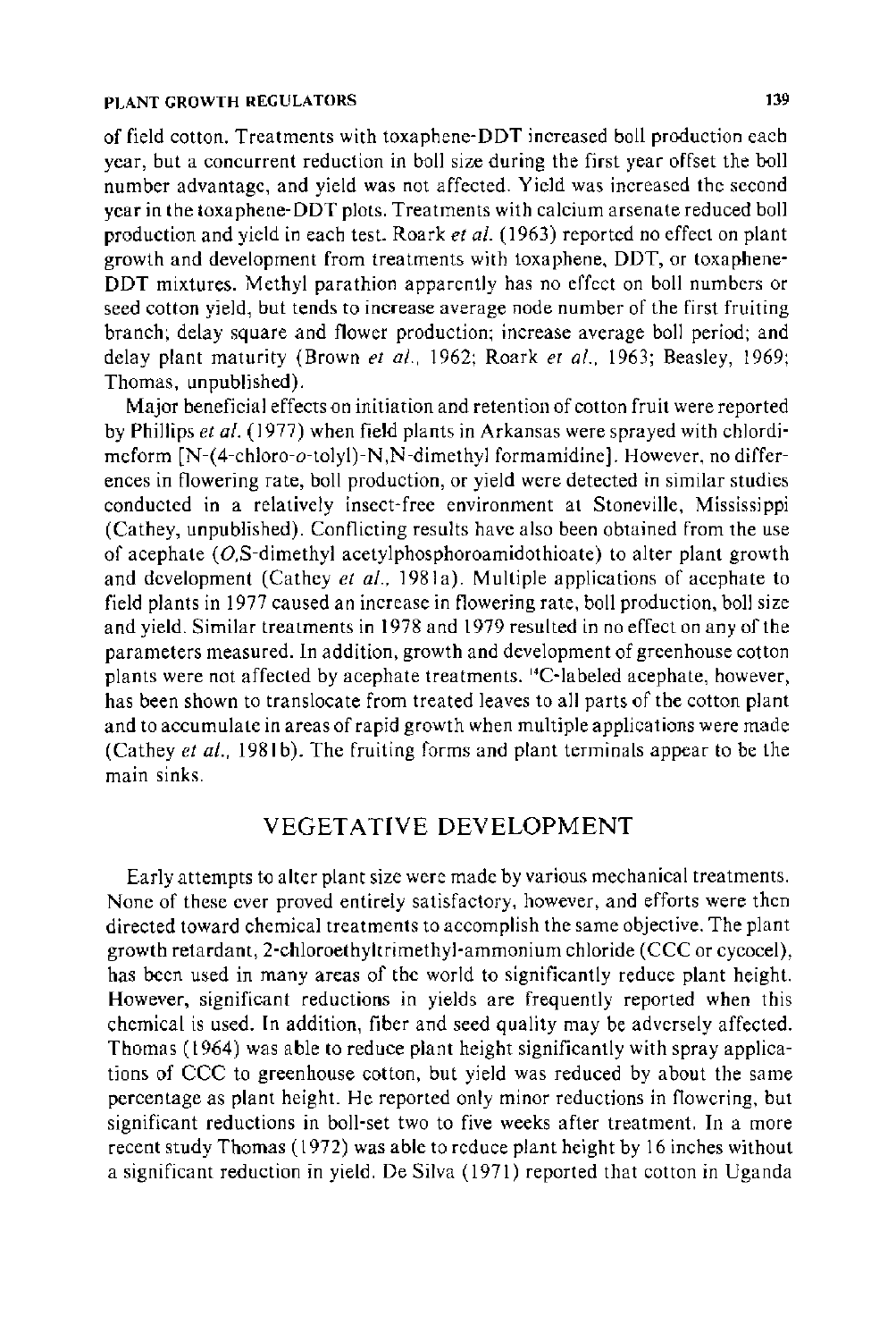of field cotton. Treatments with toxaphene-DDT increased boll production each year, but a concurrent reduction in boll size during the first year offset the boll number advantage, and yield was not affected. Yield was increased the second year in the toxaphene-DDT plots. Treatments with calcium arsenate reduced boll production and yield in each test. Roark *et al.* (1963) reported no effect on plant growth and development from treatments with toxaphene, DDT, or toxaphene-DDT mixtures. Methyl parathion apparently has no effect on boll numbers or seed cotton yield, but tends to increase average node number of the first fruiting branch; delay square and flower production; increase average boll period; and delay plant maturity (Brown *et al.*, 1962; Roark *et al.*, 1963; Beasley, 1969; Thomas, unpublished).

Major beneficial effects on initiation and retention of cotton fruit were reported by Phillips *et al.* (1977) when field plants in Arkansas were sprayed with chlordimeform [N-(4-chloro-*o*-tolyl)-N,N-dimethyl formamidine]. However, no differences in flowering rate, boll production, or yield were detected in similar studies conducted in a relatively insect-free environment at Stoneville, Mississippi (Cathey, unpublished). Conflicting results have also been obtained from the use of acephate (*O*,*S*-dimethyl acetylphosphoroamidothioate) to alter plant growth and development (Cathey *et al.*, 1981a). Multiple applications of acephate to field plants in 1977 caused an increase in flowering rate, boll production, boll size and yield. Similar treatments in 1978 and 1979 resulted in no effect on any of the parameters measured. In addition, growth and development of greenhouse cotton plants were not affected by acephate treatments. $^{14}C$-labeled acephate, however, has been shown to translocate from treated leaves to all parts of the cotton plant and to accumulate in areas of rapid growth when multiple applications were made (Cathey *et al.*, 1981b). The fruiting forms and plant terminals appear to be the main sinks.

## VEGETATIVE DEVELOPMENT

Early attempts to alter plant size were made by various mechanical treatments. None of these ever proved entirely satisfactory, however, and efforts were then directed toward chemical treatments to accomplish the same objective. The plant growth retardant, 2-chloroethyltrimethyl-ammonium chloride (CCC or cycocel), has been used in many areas of the world to significantly reduce plant height. However, significant reductions in yields are frequently reported when this chemical is used. In addition, fiber and seed quality may be adversely affected. Thomas (1964) was able to reduce plant height significantly with spray applications of CCC to greenhouse cotton, but yield was reduced by about the same percentage as plant height. He reported only minor reductions in flowering, but significant reductions in boll-set two to five weeks after treatment. In a more recent study Thomas (1972) was able to reduce plant height by 16 inches without a significant reduction in yield. De Silva (1971) reported that cotton in Uganda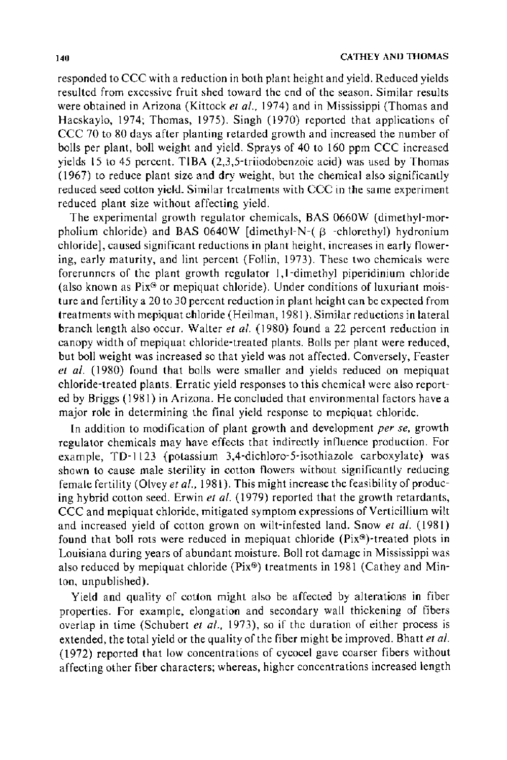responded to CCC with a reduction in both plant height and yield. Reduced yields resulted from excessive fruit shed toward the end of the season. Similar results were obtained in Arizona (Kittock *et al.*, 1974) and in Mississippi (Thomas and Hacskaylo, 1974; Thomas, 1975). Singh (1970) reported that applications of CCC 70 to 80 days after planting retarded growth and increased the number of bolls per plant, boll weight and yield. Sprays of 40 to 160 ppm CCC increased yields 15 to 45 percent. TIBA (2,3,5-triiodobenzoic acid) was used by Thomas (1967) to reduce plant size and dry weight, but the chemical also significantly reduced seed cotton yield. Similar treatments with CCC in the same experiment reduced plant size without affecting yield.

The experimental growth regulator chemicals, BAS 0660W (dimethyl-morpholium chloride) and BAS 0640W [dimethyl-N-( β -chlorethyl) hydronium chloride], caused significant reductions in plant height, increases in early flowering, early maturity, and lint percent (Follin, 1973). These two chemicals were forerunners of the plant growth regulator 1,1-dimethyl piperidinium chloride (also known as Pix® or mepiquat chloride). Under conditions of luxuriant moisture and fertility a 20 to 30 percent reduction in plant height can be expected from treatments with mepiquat chloride (Heilman, 1981). Similar reductions in lateral branch length also occur. Walter *et al.* (1980) found a 22 percent reduction in canopy width of mepiquat chloride-treated plants. Bolls per plant were reduced, but boll weight was increased so that yield was not affected. Conversely, Feaster *et al.* (1980) found that bolls were smaller and yields reduced on mepiquat chloride-treated plants. Erratic yield responses to this chemical were also reported by Briggs (1981) in Arizona. He concluded that environmental factors have a major role in determining the final yield response to mepiquat chloride.

In addition to modification of plant growth and development *per se*, growth regulator chemicals may have effects that indirectly influence production. For example, TD-1123 (potassium 3,4-dichloro-5-isothiazole carboxylate) was shown to cause male sterility in cotton flowers without significantly reducing female fertility (Olvey *et al.*, 1981). This might increase the feasibility of producing hybrid cotton seed. Erwin *et al.* (1979) reported that the growth retardants, CCC and mepiquat chloride, mitigated symptom expressions of Verticillium wilt and increased yield of cotton grown on wilt-infested land. Snow *et al.* (1981) found that boll rots were reduced in mepiquat chloride (Pix®)-treated plots in Louisiana during years of abundant moisture. Boll rot damage in Mississippi was also reduced by mepiquat chloride (Pix®) treatments in 1981 (Cathey and Minton, unpublished).

Yield and quality of cotton might also be affected by alterations in fiber properties. For example, elongation and secondary wall thickening of fibers overlap in time (Schubert *et al.*, 1973), so if the duration of either process is extended, the total yield or the quality of the fiber might be improved. Bhatt *et al.* (1972) reported that low concentrations of cycocel gave coarser fibers without affecting other fiber characters; whereas, higher concentrations increased length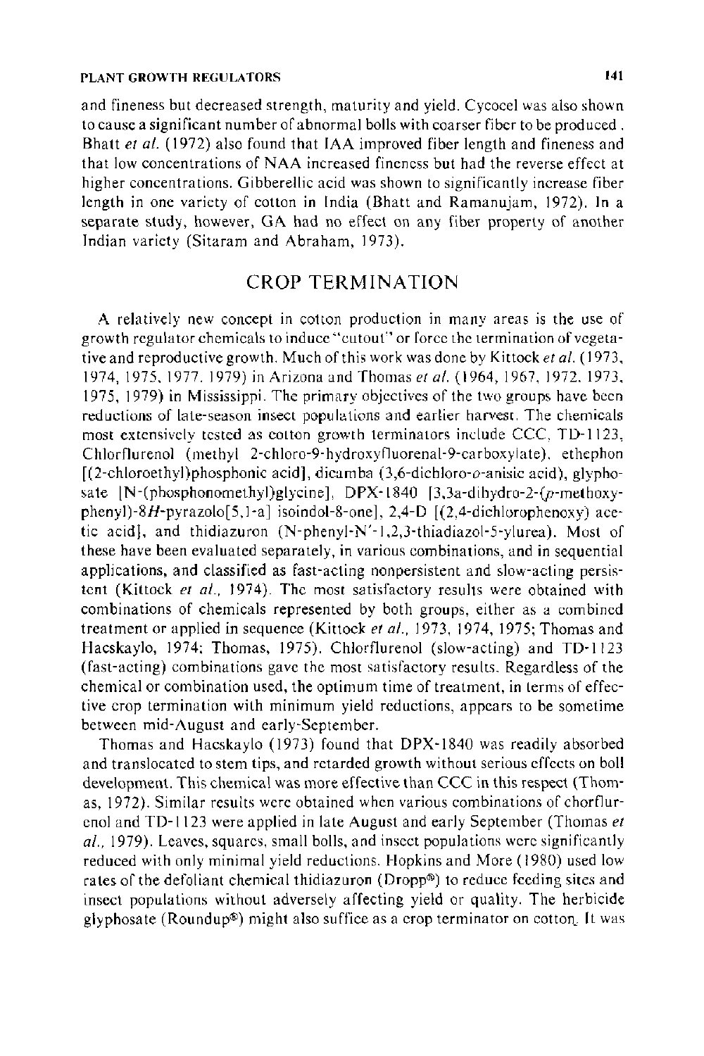and fineness but decreased strength, maturity and yield. Cycocel was also shown to cause a significant number of abnormal bolls with coarser fiber to be produced. Bhatt *et al.* (1972) also found that IAA improved fiber length and fineness and that low concentrations of NAA increased fineness but had the reverse effect at higher concentrations. Gibberellic acid was shown to significantly increase fiber length in one variety of cotton in India (Bhatt and Ramanujam, 1972). In a separate study, however, GA had no effect on any fiber property of another Indian variety (Sitaram and Abraham, 1973).

## CROP TERMINATION

A relatively new concept in cotton production in many areas is the use of growth regulator chemicals to induce "cutout" or force the termination of vegetative and reproductive growth. Much of this work was done by Kittock *et al.* (1973, 1974, 1975, 1977, 1979) in Arizona and Thomas *et al.* (1964, 1967, 1972, 1973, 1975, 1979) in Mississippi. The primary objectives of the two groups have been reductions of late-season insect populations and earlier harvest. The chemicals most extensively tested as cotton growth terminators include CCC, TD-1123, Chlorflurenol (methyl 2-chloro-9-hydroxyfluorenal-9-carboxylate), ethephon [(2-chloroethyl)phosphonic acid], dicamba (3,6-dichloro-*o*-anisic acid), glyphosate [N-(phosphonomethyl)glycine], DPX-1840 [3,3a-dihydro-2-(*p*-methoxyphenyl)-8*H*-pyrazolo[5,1-a] isoindol-8-one], 2,4-D [(2,4-dichlorophenoxy) acetic acid], and thidiazuron (N-phenyl-N′-1,2,3-thiadiazol-5-ylurea). Most of these have been evaluated separately, in various combinations, and in sequential applications, and classified as fast-acting nonpersistent and slow-acting persistent (Kittock *et al.*, 1974). The most satisfactory results were obtained with combinations of chemicals represented by both groups, either as a combined treatment or applied in sequence (Kittock *et al.*, 1973, 1974, 1975; Thomas and Hacskaylo, 1974; Thomas, 1975). Chlorflurenol (slow-acting) and TD-1123 (fast-acting) combinations gave the most satisfactory results. Regardless of the chemical or combination used, the optimum time of treatment, in terms of effective crop termination with minimum yield reductions, appears to be sometime between mid-August and early-September.

Thomas and Hacskaylo (1973) found that DPX-1840 was readily absorbed and translocated to stem tips, and retarded growth without serious effects on boll development. This chemical was more effective than CCC in this respect (Thomas, 1972). Similar results were obtained when various combinations of chorflurenol and TD-1123 were applied in late August and early September (Thomas *et al.*, 1979). Leaves, squares, small bolls, and insect populations were significantly reduced with only minimal yield reductions. Hopkins and More (1980) used low rates of the defoliant chemical thidiazuron (Dropp®) to reduce feeding sites and insect populations without adversely affecting yield or quality. The herbicide glyphosate (Roundup®) might also suffice as a crop terminator on cotton. It was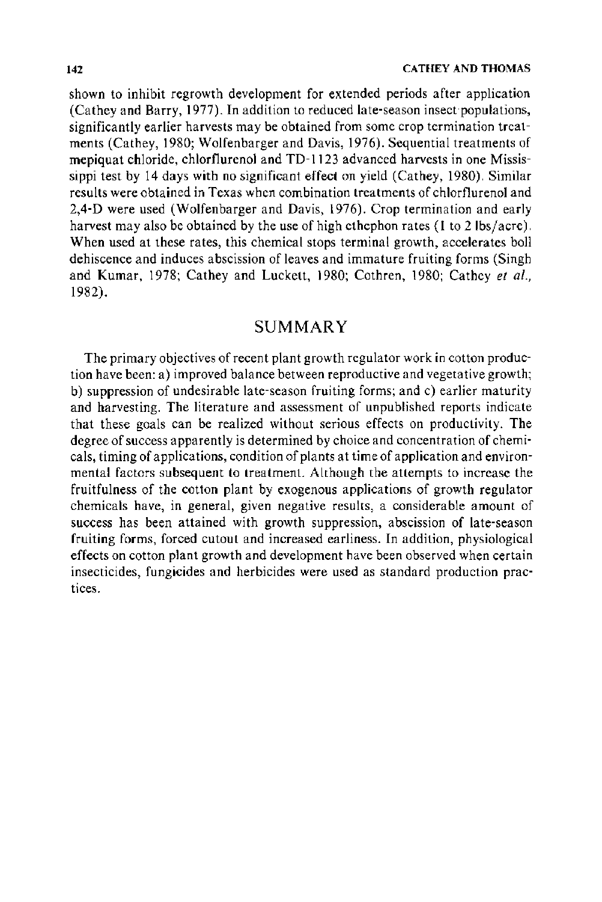shown to inhibit regrowth development for extended periods after application (Cathey and Barry, 1977). In addition to reduced late-season insect populations, significantly earlier harvests may be obtained from some crop termination treatments (Cathey, 1980; Wolfenbarger and Davis, 1976). Sequential treatments of mepiquat chloride, chlorflurenol and TD-1123 advanced harvests in one Mississippi test by 14 days with no significant effect on yield (Cathey, 1980). Similar results were obtained in Texas when combination treatments of chlorflurenol and 2,4-D were used (Wolfenbarger and Davis, 1976). Crop termination and early harvest may also be obtained by the use of high ethephon rates (1 to 2 lbs/acre). When used at these rates, this chemical stops terminal growth, accelerates boll dehiscence and induces abscission of leaves and immature fruiting forms (Singh and Kumar, 1978; Cathey and Luckett, 1980; Cothren, 1980; Cathey *et al.*, 1982).

## SUMMARY

The primary objectives of recent plant growth regulator work in cotton production have been: a) improved balance between reproductive and vegetative growth; b) suppression of undesirable late-season fruiting forms; and c) earlier maturity and harvesting. The literature and assessment of unpublished reports indicate that these goals can be realized without serious effects on productivity. The degree of success apparently is determined by choice and concentration of chemicals, timing of applications, condition of plants at time of application and environmental factors subsequent to treatment. Although the attempts to increase the fruitfulness of the cotton plant by exogenous applications of growth regulator chemicals have, in general, given negative results, a considerable amount of success has been attained with growth suppression, abscission of late-season fruiting forms, forced cutout and increased earliness. In addition, physiological effects on cotton plant growth and development have been observed when certain insecticides, fungicides and herbicides were used as standard production practices.